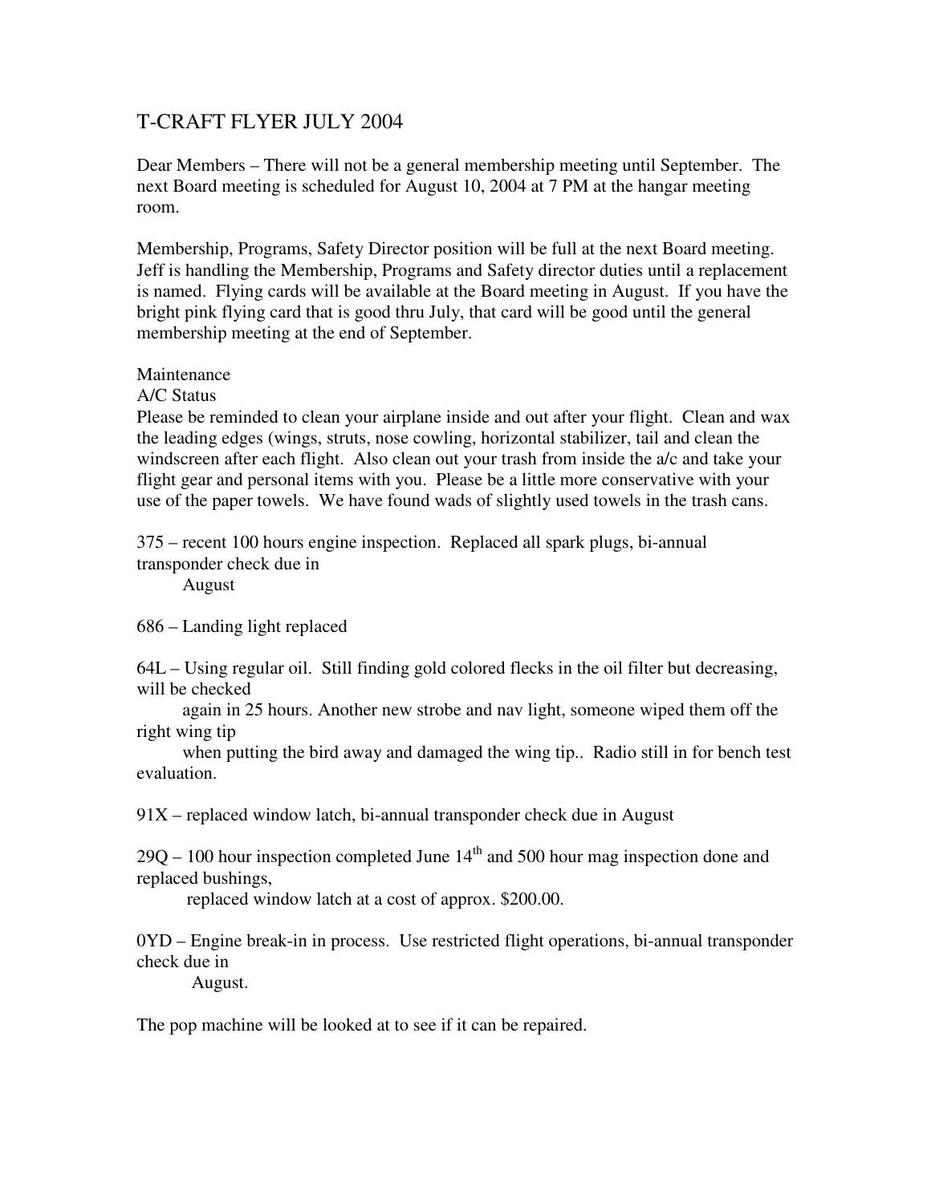# T-CRAFT FLYER JULY 2004

Dear Members – There will not be a general membership meeting until September. The next Board meeting is scheduled for August 10, 2004 at 7 PM at the hangar meeting room.

Membership, Programs, Safety Director position will be full at the next Board meeting. Jeff is handling the Membership, Programs and Safety director duties until a replacement is named. Flying cards will be available at the Board meeting in August. If you have the bright pink flying card that is good thru July, that card will be good until the general membership meeting at the end of September.

Maintenance

A/C Status

Please be reminded to clean your airplane inside and out after your flight. Clean and wax the leading edges (wings, struts, nose cowling, horizontal stabilizer, tail and clean the windscreen after each flight. Also clean out your trash from inside the a/c and take your flight gear and personal items with you. Please be a little more conservative with your use of the paper towels. We have found wads of slightly used towels in the trash cans.

375 – recent 100 hours engine inspection. Replaced all spark plugs, bi-annual transponder check due in August

686 – Landing light replaced

64L – Using regular oil. Still finding gold colored flecks in the oil filter but decreasing, will be checked again in 25 hours. Another new strobe and nav light, someone wiped them off the right wing tip when putting the bird away and damaged the wing tip.. Radio still in for bench test evaluation.

91X – replaced window latch, bi-annual transponder check due in August

29Q – 100 hour inspection completed June 14th and 500 hour mag inspection done and replaced bushings, replaced window latch at a cost of approx. $200.00.

0YD – Engine break-in in process. Use restricted flight operations, bi-annual transponder check due in August.

The pop machine will be looked at to see if it can be repaired.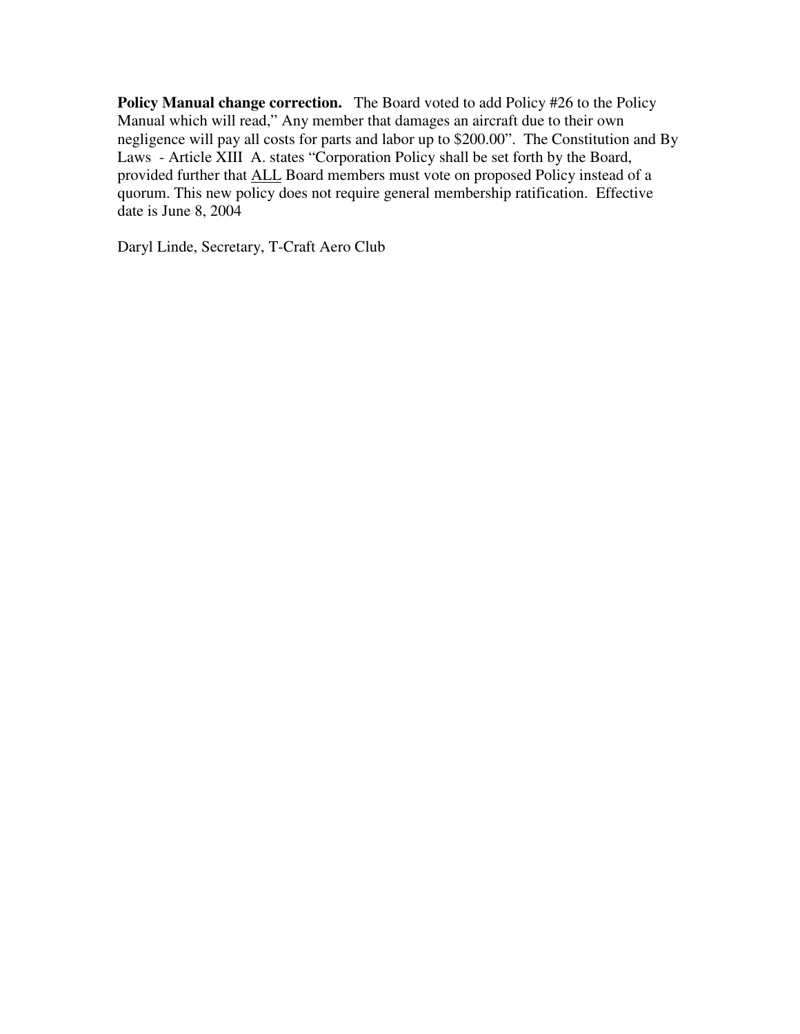**Policy Manual change correction.** The Board voted to add Policy #26 to the Policy Manual which will read," Any member that damages an aircraft due to their own negligence will pay all costs for parts and labor up to $200.00". The Constitution and By Laws - Article XIII A. states "Corporation Policy shall be set forth by the Board, provided further that <u>ALL</u> Board members must vote on proposed Policy instead of a quorum. This new policy does not require general membership ratification. Effective date is June 8, 2004

Daryl Linde, Secretary, T-Craft Aero Club